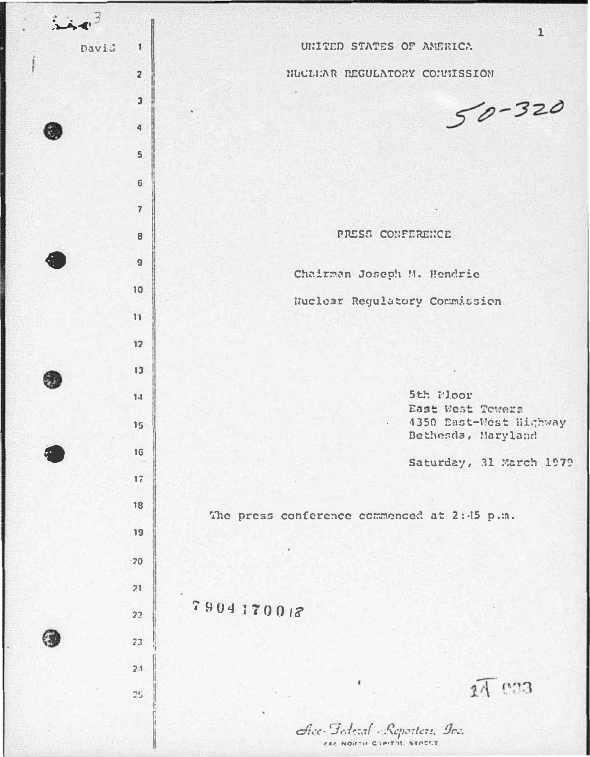UNITED STATES OF AMERICA

NUCLEAR REGULATORY COMMISSION

50-320

PRESS CONFERENCE

Chairman Joseph M. Hendrie

Nuclear Regulatory Commission

5th Floor
East West Towers
4350 East-West Highway
Bethesda, Maryland

Saturday, 31 March 1979

The press conference commenced at 2:45 p.m.

7904170018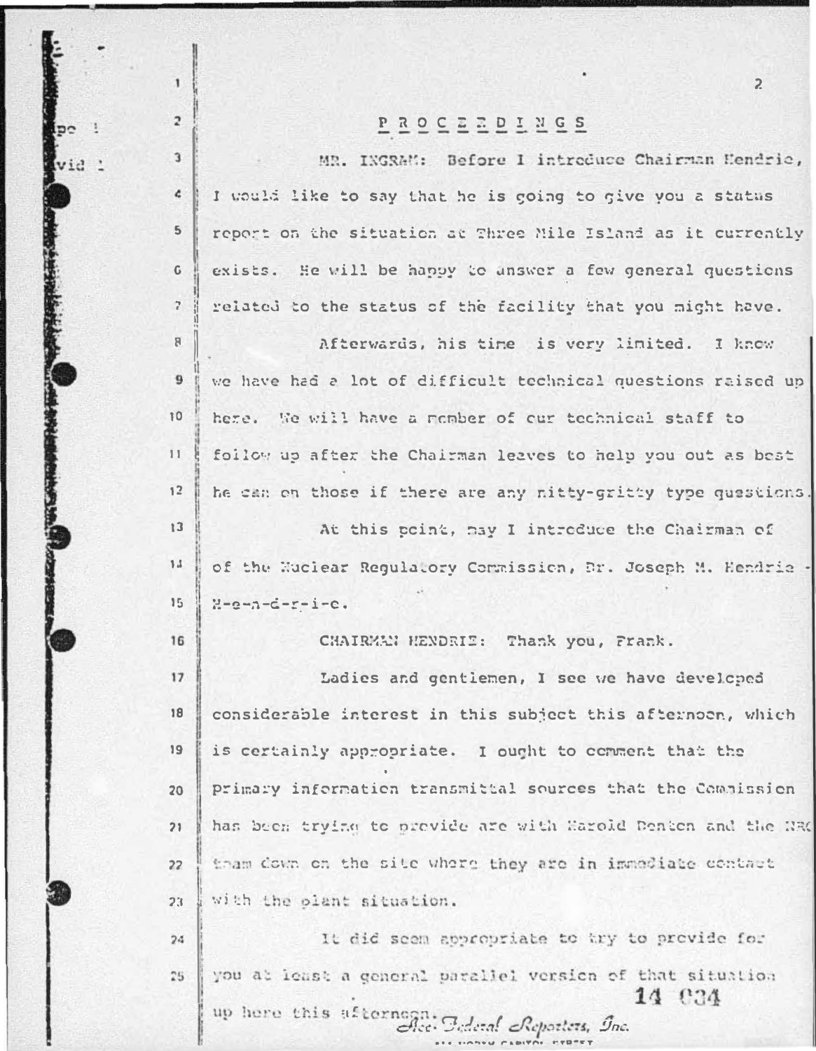# PROCEEDINGS

MR. INGRAM: Before I introduce Chairman Hendrie, I would like to say that he is going to give you a status report on the situation at Three Mile Island as it currently exists. He will be happy to answer a few general questions related to the status of the facility that you might have.

Afterwards, his time is very limited. I know we have had a lot of difficult technical questions raised up here. We will have a member of our technical staff to follow up after the Chairman leaves to help you out as best he can on those if there are any nitty-gritty type questions.

At this point, may I introduce the Chairman of of the Nuclear Regulatory Commission, Dr. Joseph M. Hendrie - H-e-n-d-r-i-e.

CHAIRMAN HENDRIE: Thank you, Frank.

Ladies and gentlemen, I see we have developed considerable interest in this subject this afternoon, which is certainly appropriate. I ought to comment that the primary information transmittal sources that the Commission has been trying to provide are with Harold Denton and the NRC team down on the site where they are in immediate contact with the plant situation.

It did seem appropriate to try to provide for you at least a general parallel version of that situation up here this afternoon.

14 034

Ace-Federal Reporters, Inc.